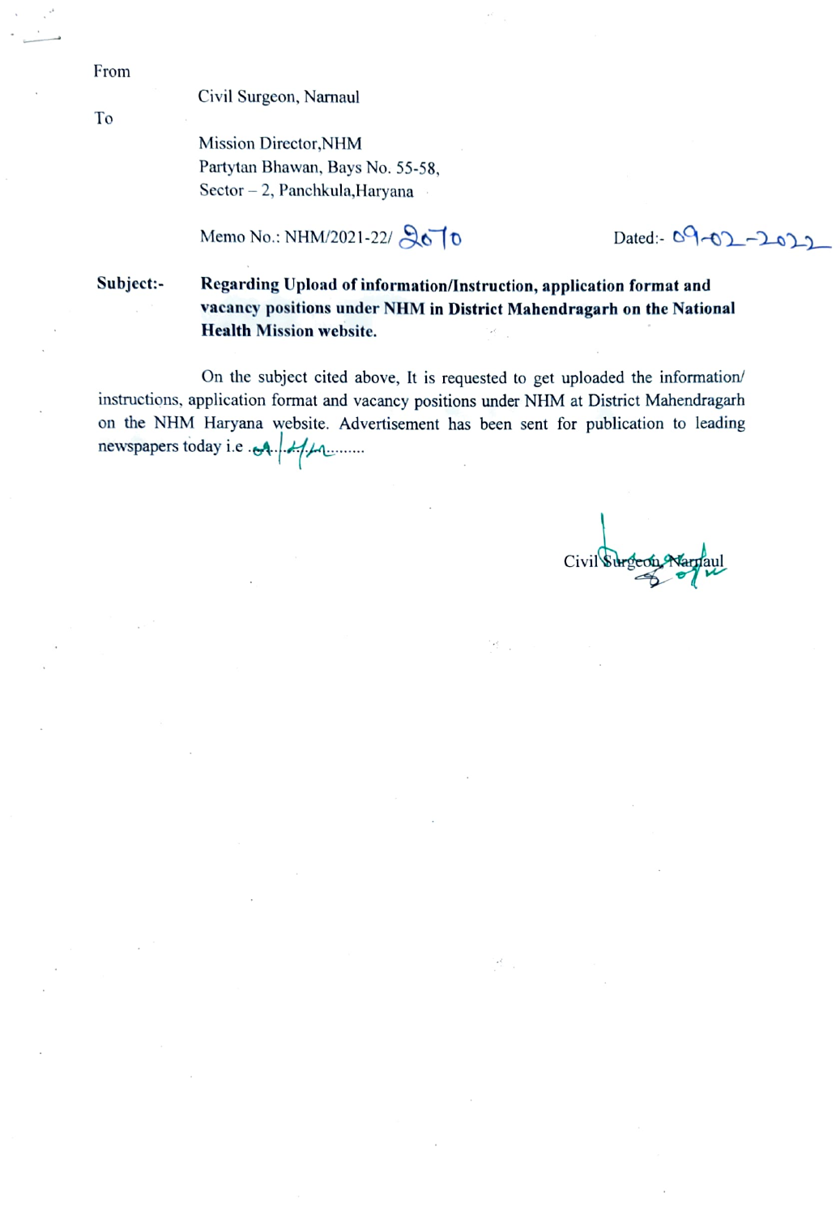From

Civil Surgeon, Narnaul

To

Mission Director,NHM
Partytan Bhawan, Bays No. 55-58,
Sector – 2, Panchkula,Haryana

Memo No.: NHM/2021-22/ 2070 Dated:- 09-02-2022

**Subject:-** **Regarding Upload of information/Instruction, application format and vacancy positions under NHM in District Mahendragarh on the National Health Mission website.**

On the subject cited above, It is requested to get uploaded the information/ instructions, application format and vacancy positions under NHM at District Mahendragarh on the NHM Haryana website. Advertisement has been sent for publication to leading newspapers today i.e ..9/2/22........

Civil Surgeon, Narnaul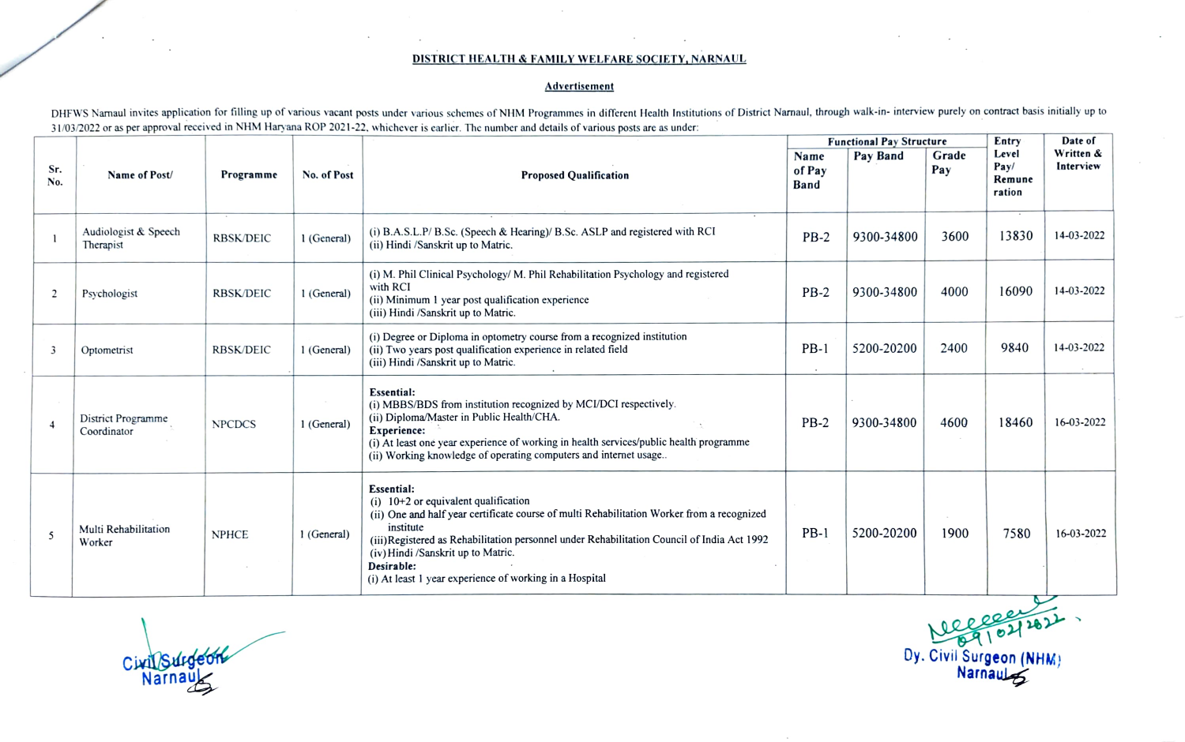## DISTRICT HEALTH & FAMILY WELFARE SOCIETY, NARNAUL

### Advertisement

DHFWS Narnaul invites application for filling up of various vacant posts under various schemes of NHM Programmes in different Health Institutions of District Narnaul, through walk-in- interview purely on contract basis initially up to 31/03/2022 or as per approval received in NHM Haryana ROP 2021-22, whichever is earlier. The number and details of various posts are as under:

| Sr. No. | Name of Post/ | Programme | No. of Post | Proposed Qualification | Functional Pay Structure | | | Entry Level Pay/ Remuneration | Date of Written & Interview |
|---|---|---|---|---|---|---|---|---|---|
| | | | | | Name of Pay Band | Pay Band | Grade Pay | | |
| 1 | Audiologist & Speech Therapist | RBSK/DEIC | 1 (General) | (i) B.A.S.L.P/ B.Sc. (Speech & Hearing)/ B.Sc. ASLP and registered with RCI<br>(ii) Hindi /Sanskrit up to Matric. | PB-2 | 9300-34800 | 3600 | 13830 | 14-03-2022 |
| 2 | Psychologist | RBSK/DEIC | 1 (General) | (i) M. Phil Clinical Psychology/ M. Phil Rehabilitation Psychology and registered with RCI<br>(ii) Minimum 1 year post qualification experience<br>(iii) Hindi /Sanskrit up to Matric. | PB-2 | 9300-34800 | 4000 | 16090 | 14-03-2022 |
| 3 | Optometrist | RBSK/DEIC | 1 (General) | (i) Degree or Diploma in optometry course from a recognized institution<br>(ii) Two years post qualification experience in related field<br>(iii) Hindi /Sanskrit up to Matric. | PB-1 | 5200-20200 | 2400 | 9840 | 14-03-2022 |
| 4 | District Programme Coordinator | NPCDCS | 1 (General) | **Essential:**<br>(i) MBBS/BDS from institution recognized by MCI/DCI respectively.<br>(ii) Diploma/Master in Public Health/CHA.<br>**Experience:**<br>(i) At least one year experience of working in health services/public health programme<br>(ii) Working knowledge of operating computers and internet usage.. | PB-2 | 9300-34800 | 4600 | 18460 | 16-03-2022 |
| 5 | Multi Rehabilitation Worker | NPHCE | 1 (General) | **Essential:**<br>(i) 10+2 or equivalent qualification<br>(ii) One and half year certificate course of multi Rehabilitation Worker from a recognized institute<br>(iii) Registered as Rehabilitation personnel under Rehabilitation Council of India Act 1992<br>(iv) Hindi /Sanskrit up to Matric.<br>**Desirable:**<br>(i) At least 1 year experience of working in a Hospital | PB-1 | 5200-20200 | 1900 | 7580 | 16-03-2022 |

Civil Surgeon
Narnaul

09/02/2022
Dy. Civil Surgeon (NHM)
Narnaul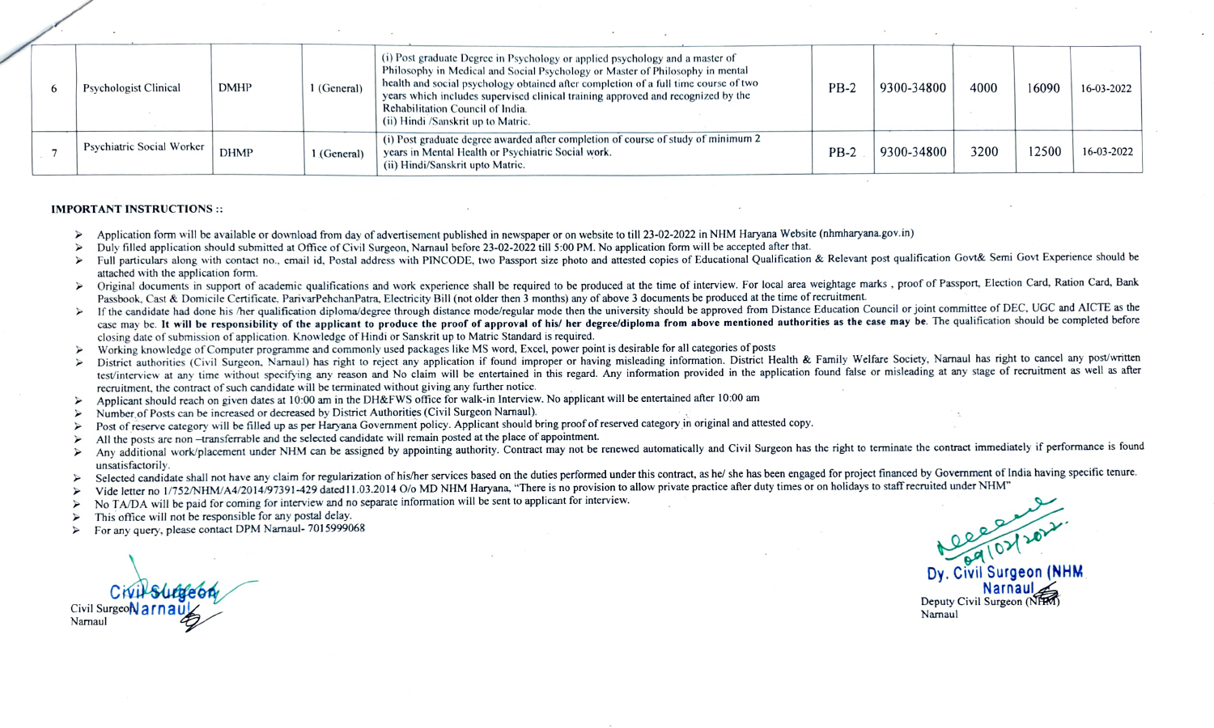| | | | | | | | | | |
|---|---|---|---|---|---|---|---|---|---|
| 6 | Psychologist Clinical | DMHP | 1 (General) | (i) Post graduate Degree in Psychology or applied psychology and a master of Philosophy in Medical and Social Psychology or Master of Philosophy in mental health and social psychology obtained after completion of a full time course of two years which includes supervised clinical training approved and recognized by the Rehabilitation Council of India.<br>(ii) Hindi /Sanskrit up to Matric. | PB-2 | 9300-34800 | 4000 | 16090 | 16-03-2022 |
| 7 | Psychiatric Social Worker | DHMP | 1 (General) | (i) Post graduate degree awarded after completion of course of study of minimum 2 years in Mental Health or Psychiatric Social work.<br>(ii) Hindi/Sanskrit upto Matric. | PB-2 | 9300-34800 | 3200 | 12500 | 16-03-2022 |

**IMPORTANT INSTRUCTIONS ::**

- Application form will be available or download from day of advertisement published in newspaper or on website to till 23-02-2022 in NHM Haryana Website (nhmharyana.gov.in)
- Duly filled application should submitted at Office of Civil Surgeon, Narnaul before 23-02-2022 till 5:00 PM. No application form will be accepted after that.
- Full particulars along with contact no., email id, Postal address with PINCODE, two Passport size photo and attested copies of Educational Qualification & Relevant post qualification Govt& Semi Govt Experience should be attached with the application form.
- Original documents in support of academic qualifications and work experience shall be required to be produced at the time of interview. For local area weightage marks , proof of Passport, Election Card, Ration Card, Bank Passbook, Cast & Domicile Certificate, ParivarPehchanPatra, Electricity Bill (not older then 3 months) any of above 3 documents be produced at the time of recruitment.
- If the candidate had done his /her qualification diploma/degree through distance mode/regular mode then the university should be approved from Distance Education Council or joint committee of DEC, UGC and AICTE as the case may be. **It will be responsibility of the applicant to produce the proof of approval of his/ her degree/diploma from above mentioned authorities as the case may be.** The qualification should be completed before closing date of submission of application. Knowledge of Hindi or Sanskrit up to Matric Standard is required.
- Working knowledge of Computer programme and commonly used packages like MS word, Excel, power point is desirable for all categories of posts
- District authorities (Civil Surgeon, Narnaul) has right to reject any application if found improper or having misleading information. District Health & Family Welfare Society, Narnaul has right to cancel any post/written test/interview at any time without specifying any reason and No claim will be entertained in this regard. Any information provided in the application found false or misleading at any stage of recruitment as well as after recruitment, the contract of such candidate will be terminated without giving any further notice.
- Applicant should reach on given dates at 10:00 am in the DH&FWS office for walk-in Interview. No applicant will be entertained after 10:00 am
- Number of Posts can be increased or decreased by District Authorities (Civil Surgeon Narnaul).
- Post of reserve category will be filled up as per Haryana Government policy. Applicant should bring proof of reserved category in original and attested copy.
- All the posts are non –transferrable and the selected candidate will remain posted at the place of appointment.
- Any additional work/placement under NHM can be assigned by appointing authority. Contract may not be renewed automatically and Civil Surgeon has the right to terminate the contract immediately if performance is found unsatisfactorily.
- Selected candidate shall not have any claim for regularization of his/her services based on the duties performed under this contract, as he/ she has been engaged for project financed by Government of India having specific tenure.
- Vide letter no 1/752/NHM/A4/2014/97391-429 dated11.03.2014 O/o MD NHM Haryana, "There is no provision to allow private practice after duty times or on holidays to staff recruited under NHM"
- No TA/DA will be paid for coming for interview and no separate information will be sent to applicant for interview.
- This office will not be responsible for any postal delay.
- For any query, please contact DPM Narnaul- 7015999068

Civil Surgeon
Narnaul
Civil Surgeon
Narnaul

09/02/2022
Dy. Civil Surgeon (NHM)
Narnaul
Deputy Civil Surgeon (NHM)
Narnaul